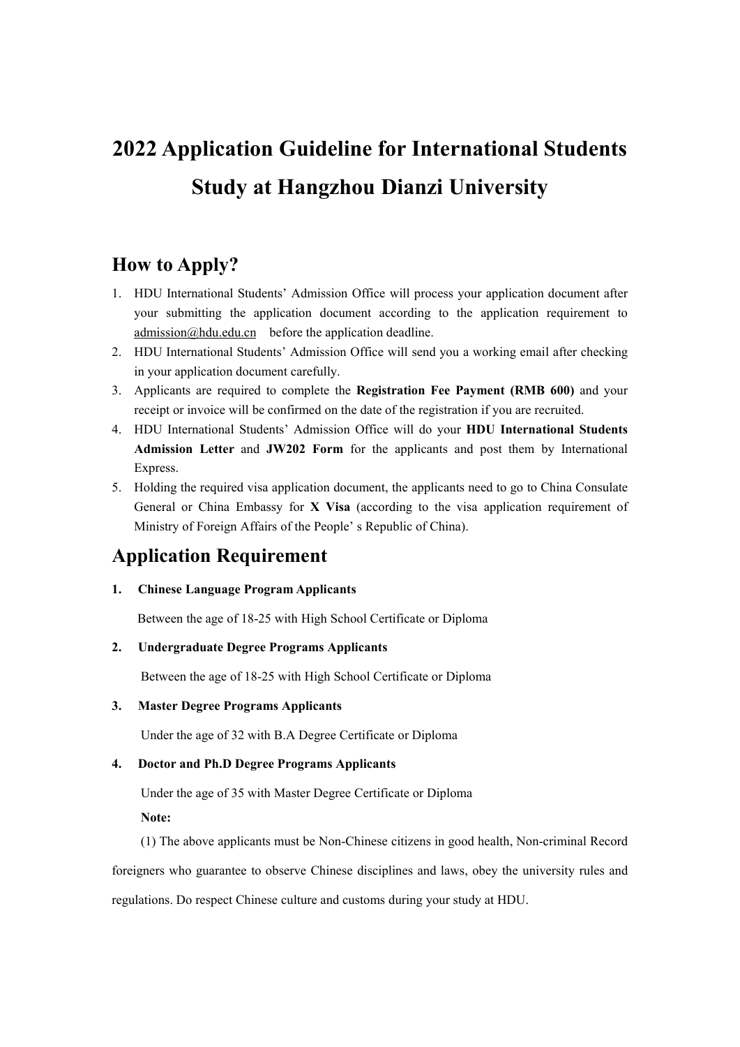# 2022 Application Guideline for International Students Study at Hangzhou Dianzi University

## How to Apply?

1. HDU International Students' Admission Office will process your application document after your submitting the application document according to the application requirement to admission@hdu.edu.cn before the application deadline.
2. HDU International Students' Admission Office will send you a working email after checking in your application document carefully.
3. Applicants are required to complete the **Registration Fee Payment (RMB 600)** and your receipt or invoice will be confirmed on the date of the registration if you are recruited.
4. HDU International Students' Admission Office will do your **HDU International Students Admission Letter** and **JW202 Form** for the applicants and post them by International Express.
5. Holding the required visa application document, the applicants need to go to China Consulate General or China Embassy for **X Visa** (according to the visa application requirement of Ministry of Foreign Affairs of the People' s Republic of China).

## Application Requirement

**1. Chinese Language Program Applicants**

Between the age of 18-25 with High School Certificate or Diploma

**2. Undergraduate Degree Programs Applicants**

Between the age of 18-25 with High School Certificate or Diploma

**3. Master Degree Programs Applicants**

Under the age of 32 with B.A Degree Certificate or Diploma

**4. Doctor and Ph.D Degree Programs Applicants**

Under the age of 35 with Master Degree Certificate or Diploma

**Note:**

(1) The above applicants must be Non-Chinese citizens in good health, Non-criminal Record foreigners who guarantee to observe Chinese disciplines and laws, obey the university rules and regulations. Do respect Chinese culture and customs during your study at HDU.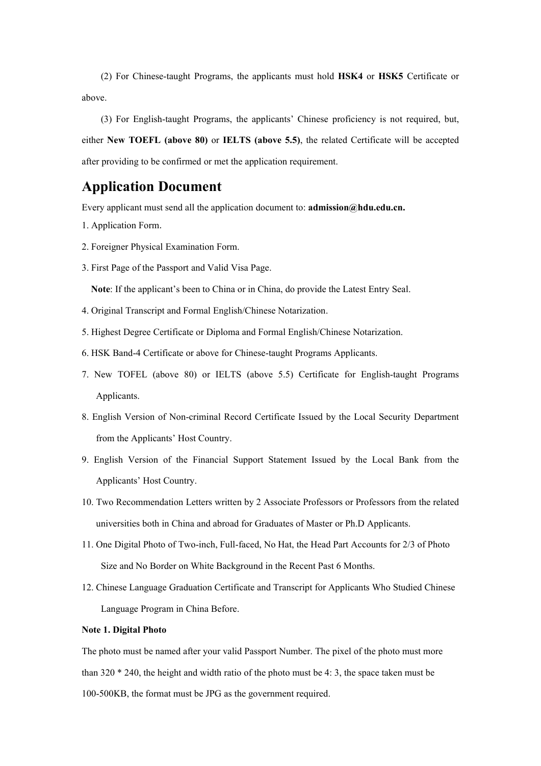(2) For Chinese-taught Programs, the applicants must hold **HSK4** or **HSK5** Certificate or above.

(3) For English-taught Programs, the applicants' Chinese proficiency is not required, but, either **New TOEFL (above 80)** or **IELTS (above 5.5)**, the related Certificate will be accepted after providing to be confirmed or met the application requirement.

## Application Document

Every applicant must send all the application document to: **admission@hdu.edu.cn.**

1. Application Form.
2. Foreigner Physical Examination Form.
3. First Page of the Passport and Valid Visa Page.

   **Note**: If the applicant's been to China or in China, do provide the Latest Entry Seal.
4. Original Transcript and Formal English/Chinese Notarization.
5. Highest Degree Certificate or Diploma and Formal English/Chinese Notarization.
6. HSK Band-4 Certificate or above for Chinese-taught Programs Applicants.
7. New TOFEL (above 80) or IELTS (above 5.5) Certificate for English-taught Programs Applicants.
8. English Version of Non-criminal Record Certificate Issued by the Local Security Department from the Applicants' Host Country.
9. English Version of the Financial Support Statement Issued by the Local Bank from the Applicants' Host Country.
10. Two Recommendation Letters written by 2 Associate Professors or Professors from the related universities both in China and abroad for Graduates of Master or Ph.D Applicants.
11. One Digital Photo of Two-inch, Full-faced, No Hat, the Head Part Accounts for 2/3 of Photo Size and No Border on White Background in the Recent Past 6 Months.
12. Chinese Language Graduation Certificate and Transcript for Applicants Who Studied Chinese Language Program in China Before.

**Note 1. Digital Photo**

The photo must be named after your valid Passport Number. The pixel of the photo must more than 320 * 240, the height and width ratio of the photo must be 4: 3, the space taken must be 100-500KB, the format must be JPG as the government required.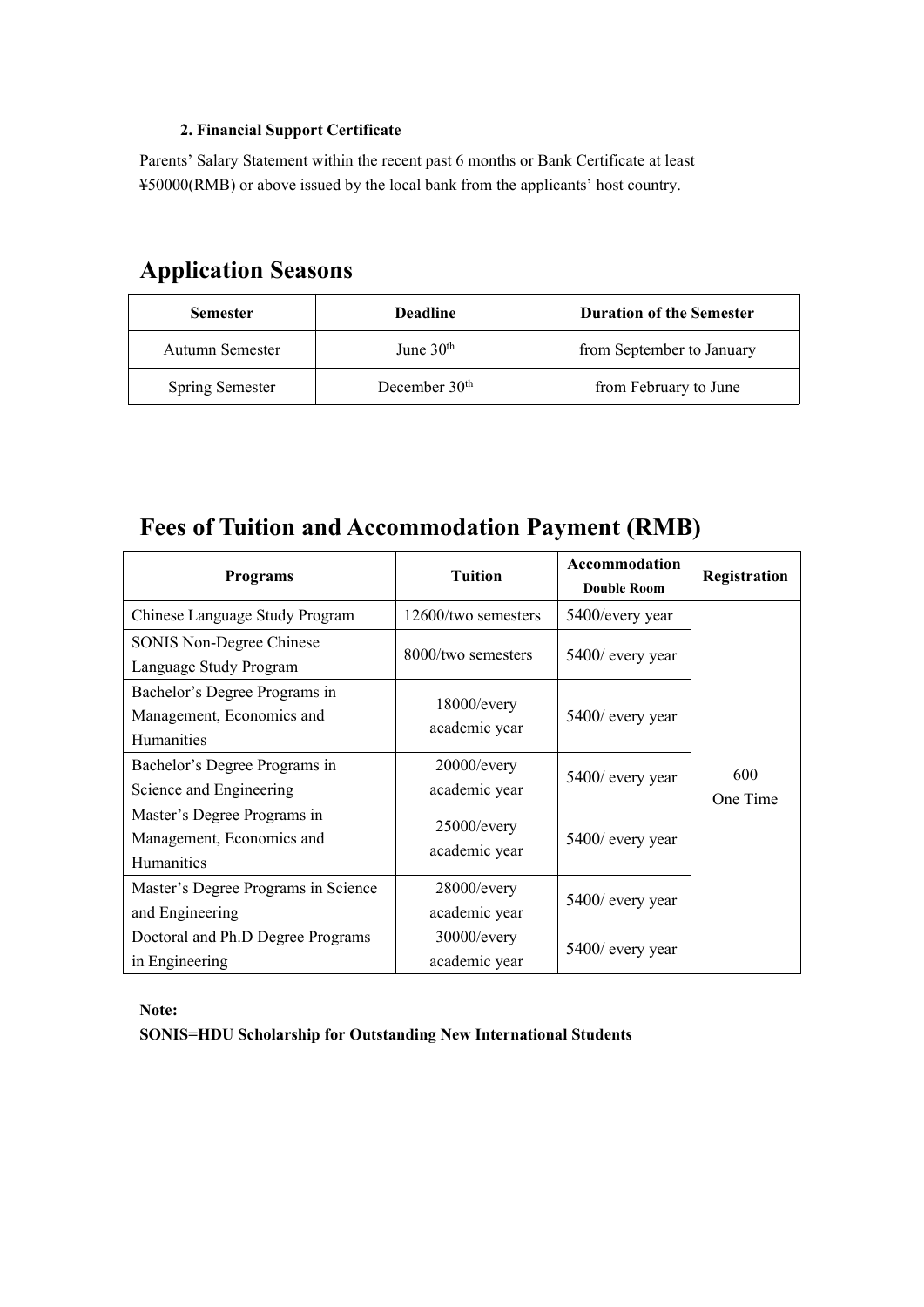**2. Financial Support Certificate**

Parents' Salary Statement within the recent past 6 months or Bank Certificate at least ¥50000(RMB) or above issued by the local bank from the applicants' host country.

## Application Seasons

| Semester | Deadline | Duration of the Semester |
|---|---|---|
| Autumn Semester | June 30th | from September to January |
| Spring Semester | December 30th | from February to June |

## Fees of Tuition and Accommodation Payment (RMB)

| Programs | Tuition | Accommodation Double Room | Registration |
|---|---|---|---|
| Chinese Language Study Program | 12600/two semesters | 5400/every year | 600 One Time |
| SONIS Non-Degree Chinese Language Study Program | 8000/two semesters | 5400/ every year | |
| Bachelor's Degree Programs in Management, Economics and Humanities | 18000/every academic year | 5400/ every year | |
| Bachelor's Degree Programs in Science and Engineering | 20000/every academic year | 5400/ every year | |
| Master's Degree Programs in Management, Economics and Humanities | 25000/every academic year | 5400/ every year | |
| Master's Degree Programs in Science and Engineering | 28000/every academic year | 5400/ every year | |
| Doctoral and Ph.D Degree Programs in Engineering | 30000/every academic year | 5400/ every year | |

**Note:**

**SONIS=HDU Scholarship for Outstanding New International Students**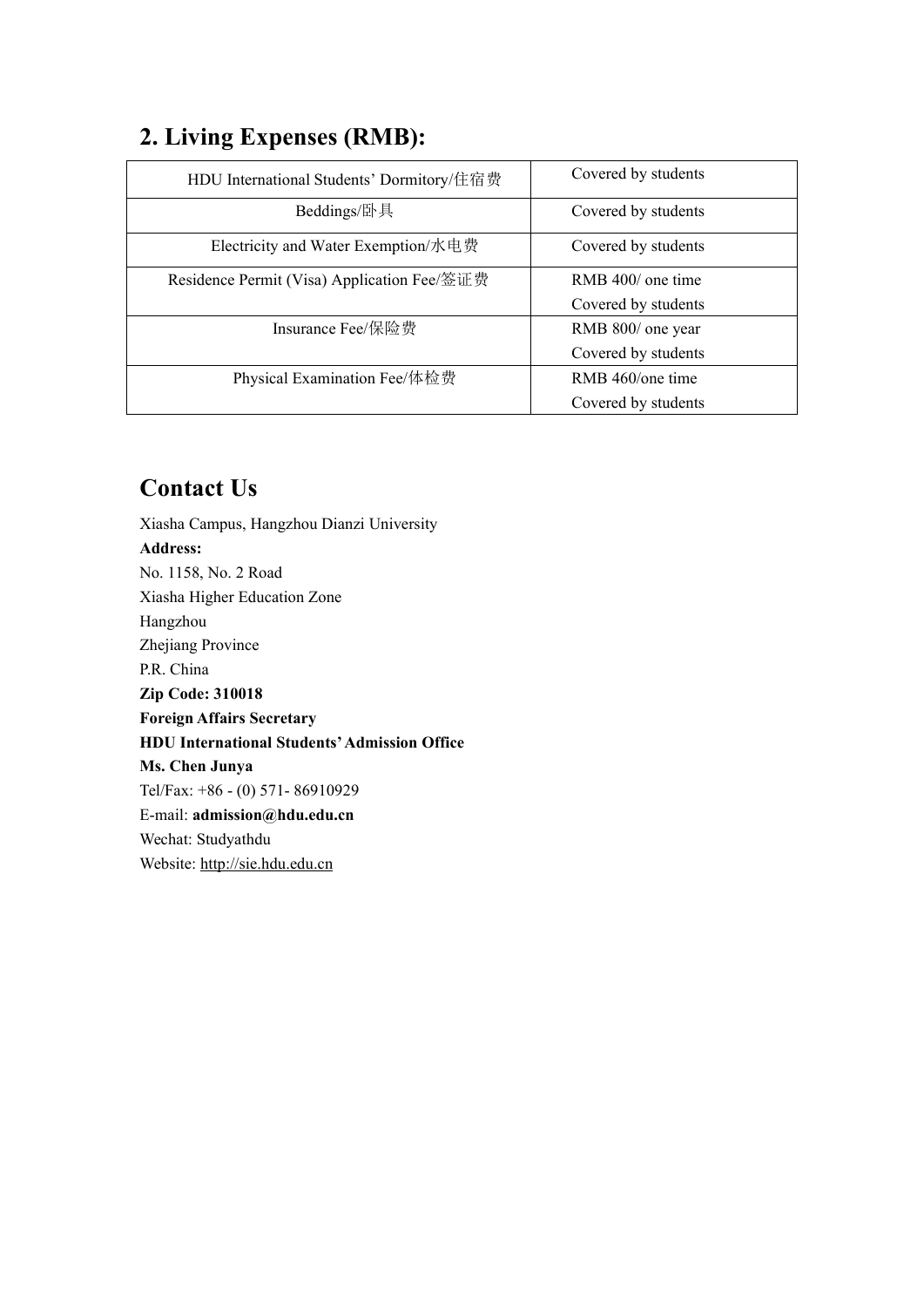## 2. Living Expenses (RMB):

| | |
|---|---|
| HDU International Students' Dormitory/住宿费 | Covered by students |
| Beddings/卧具 | Covered by students |
| Electricity and Water Exemption/水电费 | Covered by students |
| Residence Permit (Visa) Application Fee/签证费 | RMB 400/ one time<br>Covered by students |
| Insurance Fee/保险费 | RMB 800/ one year<br>Covered by students |
| Physical Examination Fee/体检费 | RMB 460/one time<br>Covered by students |

## Contact Us

Xiasha Campus, Hangzhou Dianzi University

**Address:**

No. 1158, No. 2 Road

Xiasha Higher Education Zone

Hangzhou

Zhejiang Province

P.R. China

**Zip Code: 310018**

**Foreign Affairs Secretary**

**HDU International Students' Admission Office**

**Ms. Chen Junya**

Tel/Fax: +86 - (0) 571- 86910929

E-mail: **admission@hdu.edu.cn**

Wechat: Studyathdu

Website: http://sie.hdu.edu.cn